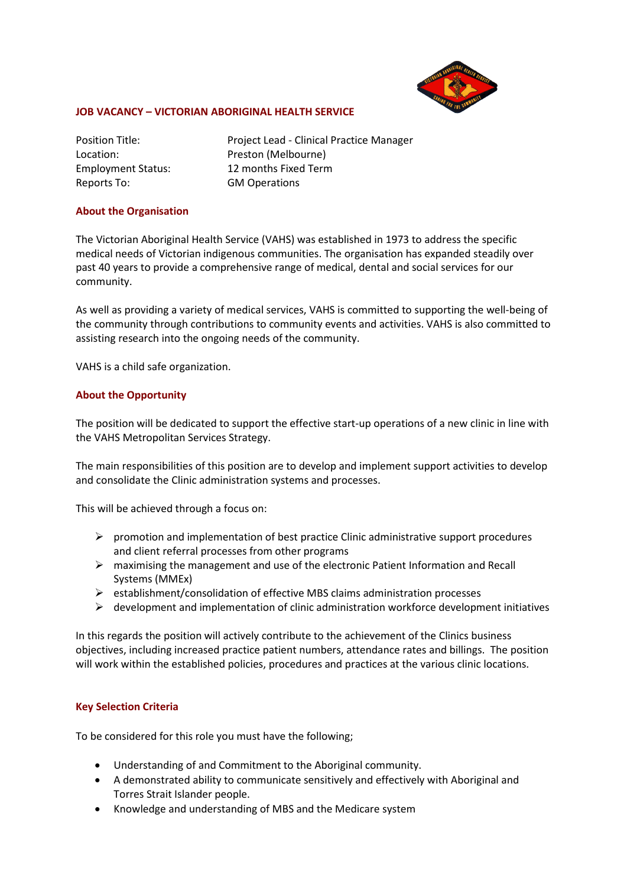## JOB VACANCY – VICTORIAN ABORIGINAL HEALTH SERVICE

| | |
|---|---|
| Position Title: | Project Lead - Clinical Practice Manager |
| Location: | Preston (Melbourne) |
| Employment Status: | 12 months Fixed Term |
| Reports To: | GM Operations |

### About the Organisation

The Victorian Aboriginal Health Service (VAHS) was established in 1973 to address the specific medical needs of Victorian indigenous communities. The organisation has expanded steadily over past 40 years to provide a comprehensive range of medical, dental and social services for our community.

As well as providing a variety of medical services, VAHS is committed to supporting the well-being of the community through contributions to community events and activities. VAHS is also committed to assisting research into the ongoing needs of the community.

VAHS is a child safe organization.

### About the Opportunity

The position will be dedicated to support the effective start-up operations of a new clinic in line with the VAHS Metropolitan Services Strategy.

The main responsibilities of this position are to develop and implement support activities to develop and consolidate the Clinic administration systems and processes.

This will be achieved through a focus on:

- promotion and implementation of best practice Clinic administrative support procedures and client referral processes from other programs
- maximising the management and use of the electronic Patient Information and Recall Systems (MMEx)
- establishment/consolidation of effective MBS claims administration processes
- development and implementation of clinic administration workforce development initiatives

In this regards the position will actively contribute to the achievement of the Clinics business objectives, including increased practice patient numbers, attendance rates and billings. The position will work within the established policies, procedures and practices at the various clinic locations.

### Key Selection Criteria

To be considered for this role you must have the following;

- Understanding of and Commitment to the Aboriginal community.
- A demonstrated ability to communicate sensitively and effectively with Aboriginal and Torres Strait Islander people.
- Knowledge and understanding of MBS and the Medicare system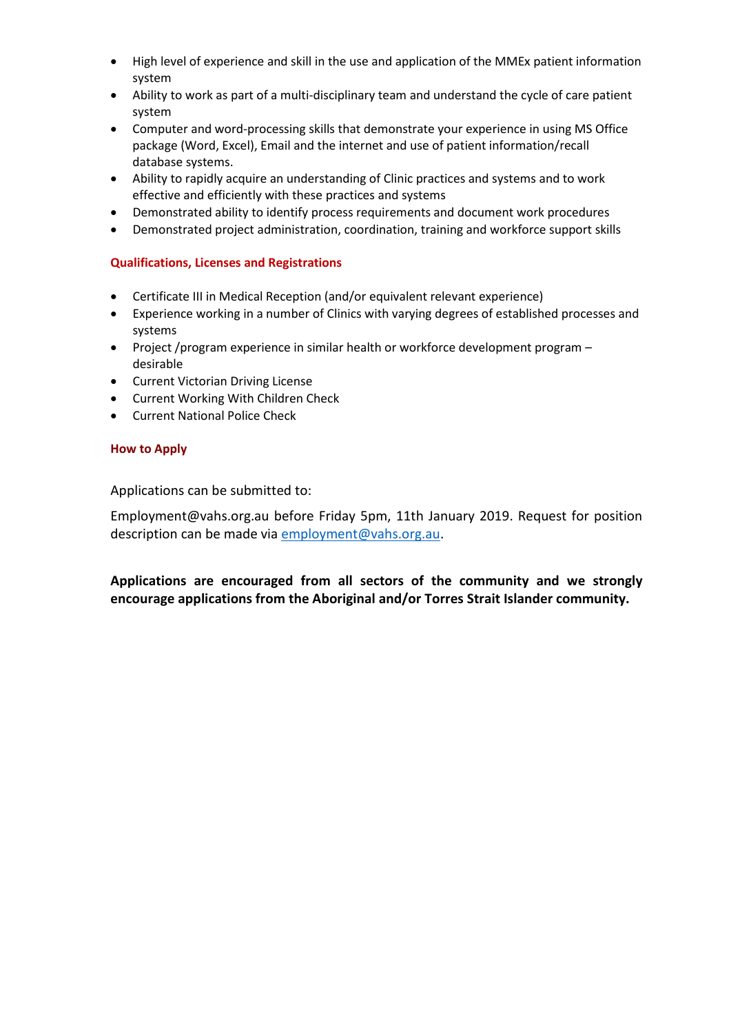- High level of experience and skill in the use and application of the MMEx patient information system
- Ability to work as part of a multi-disciplinary team and understand the cycle of care patient system
- Computer and word-processing skills that demonstrate your experience in using MS Office package (Word, Excel), Email and the internet and use of patient information/recall database systems.
- Ability to rapidly acquire an understanding of Clinic practices and systems and to work effective and efficiently with these practices and systems
- Demonstrated ability to identify process requirements and document work procedures
- Demonstrated project administration, coordination, training and workforce support skills

### Qualifications, Licenses and Registrations

- Certificate III in Medical Reception (and/or equivalent relevant experience)
- Experience working in a number of Clinics with varying degrees of established processes and systems
- Project /program experience in similar health or workforce development program – desirable
- Current Victorian Driving License
- Current Working With Children Check
- Current National Police Check

### How to Apply

Applications can be submitted to:

Employment@vahs.org.au before Friday 5pm, 11th January 2019. Request for position description can be made via employment@vahs.org.au.

**Applications are encouraged from all sectors of the community and we strongly encourage applications from the Aboriginal and/or Torres Strait Islander community.**